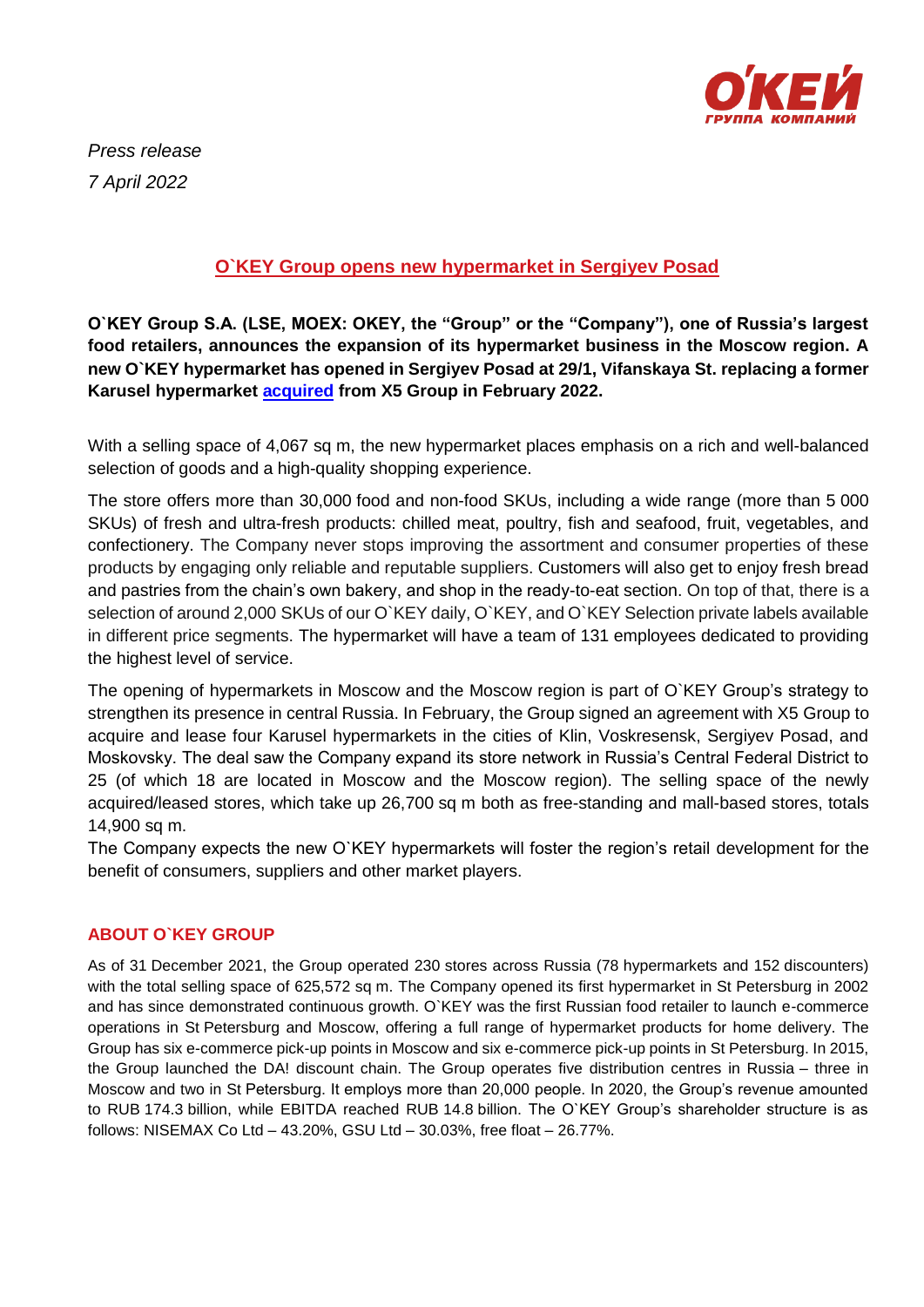*Press release*

*7 April 2022*

## O`KEY Group opens new hypermarket in Sergiyev Posad

**O`KEY Group S.A. (LSE, MOEX: OKEY, the "Group" or the "Company"), one of Russia's largest food retailers, announces the expansion of its hypermarket business in the Moscow region. A new O`KEY hypermarket has opened in Sergiyev Posad at 29/1, Vifanskaya St. replacing a former Karusel hypermarket acquired from X5 Group in February 2022.**

With a selling space of 4,067 sq m, the new hypermarket places emphasis on a rich and well-balanced selection of goods and a high-quality shopping experience.

The store offers more than 30,000 food and non-food SKUs, including a wide range (more than 5 000 SKUs) of fresh and ultra-fresh products: chilled meat, poultry, fish and seafood, fruit, vegetables, and confectionery. The Company never stops improving the assortment and consumer properties of these products by engaging only reliable and reputable suppliers. Customers will also get to enjoy fresh bread and pastries from the chain's own bakery, and shop in the ready-to-eat section. On top of that, there is a selection of around 2,000 SKUs of our O`KEY daily, O`KEY, and O`KEY Selection private labels available in different price segments. The hypermarket will have a team of 131 employees dedicated to providing the highest level of service.

The opening of hypermarkets in Moscow and the Moscow region is part of O`KEY Group's strategy to strengthen its presence in central Russia. In February, the Group signed an agreement with X5 Group to acquire and lease four Karusel hypermarkets in the cities of Klin, Voskresensk, Sergiyev Posad, and Moskovsky. The deal saw the Company expand its store network in Russia's Central Federal District to 25 (of which 18 are located in Moscow and the Moscow region). The selling space of the newly acquired/leased stores, which take up 26,700 sq m both as free-standing and mall-based stores, totals 14,900 sq m.

The Company expects the new O`KEY hypermarkets will foster the region's retail development for the benefit of consumers, suppliers and other market players.

### ABOUT O`KEY GROUP

As of 31 December 2021, the Group operated 230 stores across Russia (78 hypermarkets and 152 discounters) with the total selling space of 625,572 sq m. The Company opened its first hypermarket in St Petersburg in 2002 and has since demonstrated continuous growth. O`KEY was the first Russian food retailer to launch e-commerce operations in St Petersburg and Moscow, offering a full range of hypermarket products for home delivery. The Group has six e-commerce pick-up points in Moscow and six e-commerce pick-up points in St Petersburg. In 2015, the Group launched the DA! discount chain. The Group operates five distribution centres in Russia – three in Moscow and two in St Petersburg. It employs more than 20,000 people. In 2020, the Group's revenue amounted to RUB 174.3 billion, while EBITDA reached RUB 14.8 billion. The O`KEY Group's shareholder structure is as follows: NISEMAX Co Ltd – 43.20%, GSU Ltd – 30.03%, free float – 26.77%.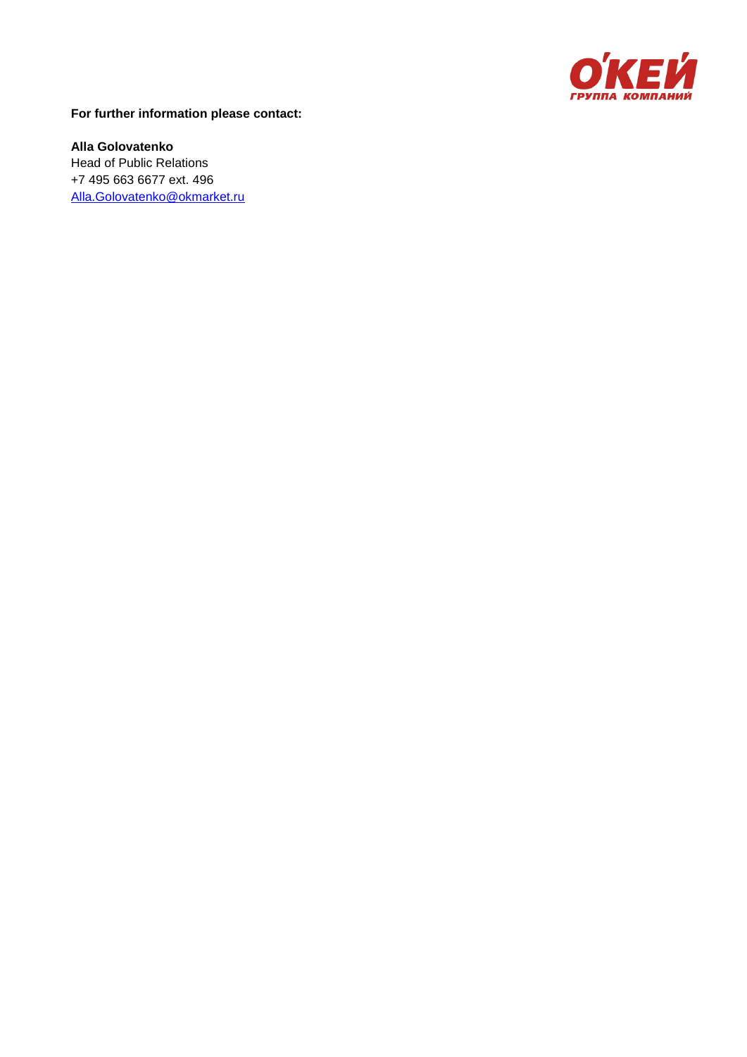**For further information please contact:**

**Alla Golovatenko**
Head of Public Relations
+7 495 663 6677 ext. 496
Alla.Golovatenko@okmarket.ru